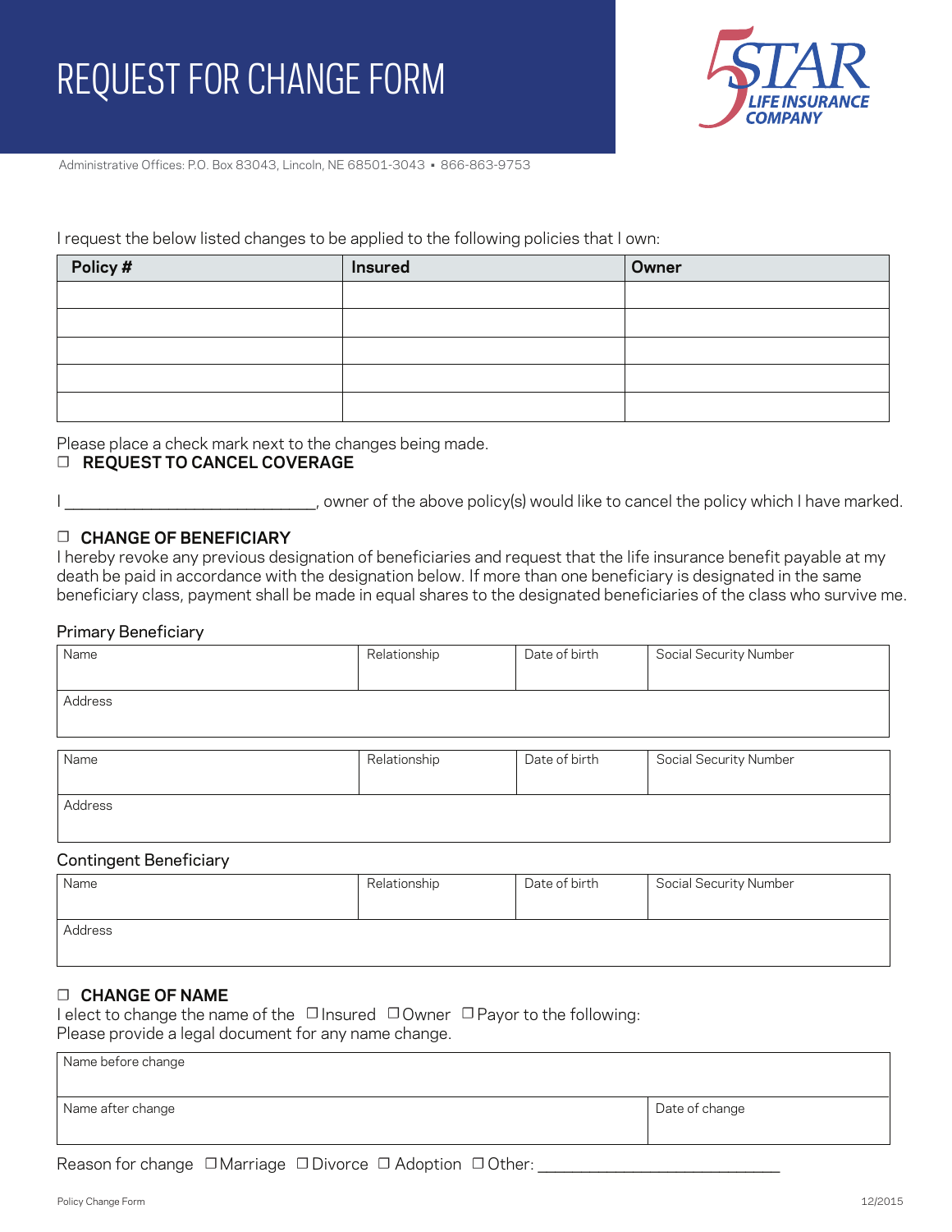# REQUEST FOR CHANGE FORM

5STAR LIFE INSURANCE COMPANY

Administrative Offices: P.O. Box 83043, Lincoln, NE 68501-3043 ▪ 866-863-9753

I request the below listed changes to be applied to the following policies that I own:

| Policy # | Insured | Owner |
|---|---|---|
| | | |
| | | |
| | | |
| | | |
| | | |

Please place a check mark next to the changes being made.

☐ **REQUEST TO CANCEL COVERAGE**

I ______________________________, owner of the above policy(s) would like to cancel the policy which I have marked.

☐ **CHANGE OF BENEFICIARY**

I hereby revoke any previous designation of beneficiaries and request that the life insurance benefit payable at my death be paid in accordance with the designation below. If more than one beneficiary is designated in the same beneficiary class, payment shall be made in equal shares to the designated beneficiaries of the class who survive me.

Primary Beneficiary

| Name | Relationship | Date of birth | Social Security Number |
|---|---|---|---|
| Address | | | |

| Name | Relationship | Date of birth | Social Security Number |
|---|---|---|---|
| Address | | | |

Contingent Beneficiary

| Name | Relationship | Date of birth | Social Security Number |
|---|---|---|---|
| Address | | | |

☐ **CHANGE OF NAME**

I elect to change the name of the ☐ Insured ☐ Owner ☐ Payor to the following:
Please provide a legal document for any name change.

| Name before change | |
|---|---|
| Name after change | Date of change |

Reason for change ☐ Marriage ☐ Divorce ☐ Adoption ☐ Other: ____________________________

Policy Change Form 12/2015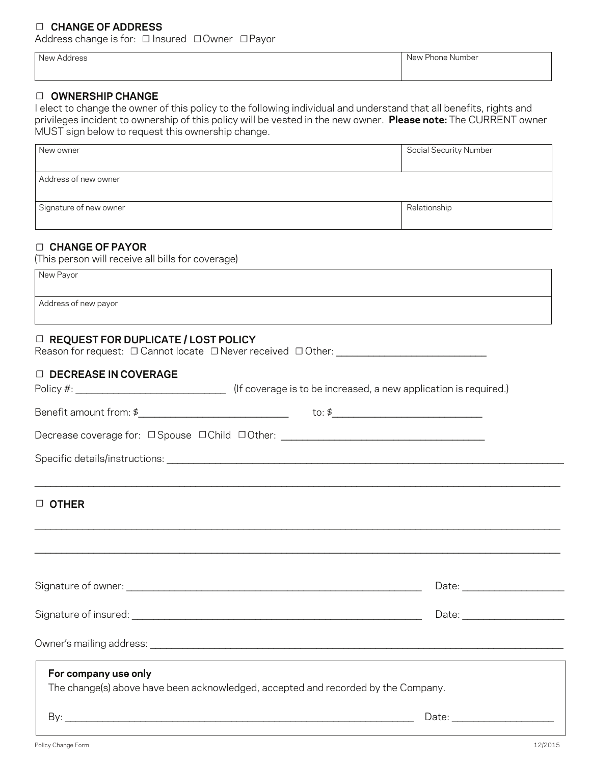## ☐ CHANGE OF ADDRESS

Address change is for: ☐ Insured ☐ Owner ☐ Payor

| New Address | New Phone Number |
| --- | --- |
| | |

## ☐ OWNERSHIP CHANGE

I elect to change the owner of this policy to the following individual and understand that all benefits, rights and privileges incident to ownership of this policy will be vested in the new owner. **Please note:** The CURRENT owner MUST sign below to request this ownership change.

| New owner | Social Security Number |
| --- | --- |
| Address of new owner | |
| Signature of new owner | Relationship |

## ☐ CHANGE OF PAYOR

(This person will receive all bills for coverage)

| New Payor |
| --- |
| Address of new payor |

## ☐ REQUEST FOR DUPLICATE / LOST POLICY

Reason for request: ☐ Cannot locate ☐ Never received ☐ Other: ____________________________

## ☐ DECREASE IN COVERAGE

Policy #: ____________________________ (If coverage is to be increased, a new application is required.)

Benefit amount from: $____________________________ to: $____________________________

Decrease coverage for: ☐ Spouse ☐ Child ☐ Other: ________________________________________

Specific details/instructions: ________________________________________________________________________________

________________________________________________________________________________________________________

## ☐ OTHER

________________________________________________________________________________________________________

________________________________________________________________________________________________________

Signature of owner: ____________________________________________________________ Date: ___________________

Signature of insured: ___________________________________________________________ Date: ___________________

Owner's mailing address: ________________________________________________________________________________

**For company use only**

The change(s) above have been acknowledged, accepted and recorded by the Company.

By: ______________________________________________________________________ Date: ___________________

Policy Change Form 12/2015